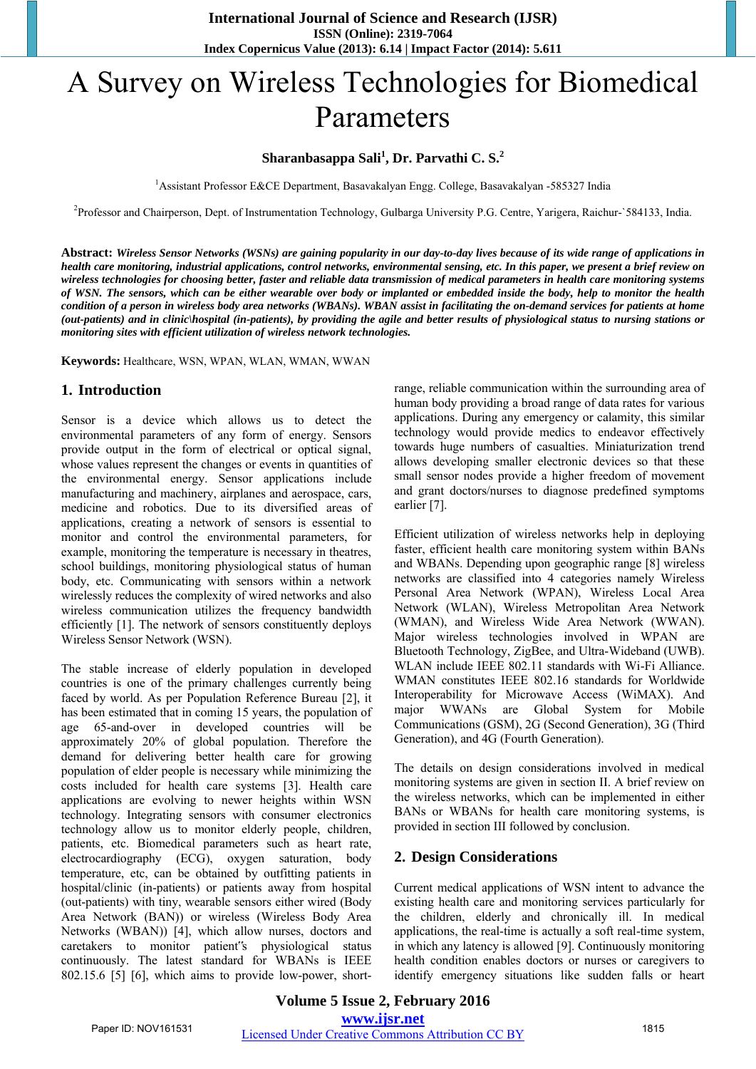# A Survey on Wireless Technologies for Biomedical Parameters

**Sharanbasappa Sali[1], Dr. Parvathi C. S.[2]**

[1]Assistant Professor E&CE Department, Basavakalyan Engg. College, Basavakalyan -585327 India

[2]Professor and Chairperson, Dept. of Instrumentation Technology, Gulbarga University P.G. Centre, Yarigera, Raichur-`584133, India.

**Abstract:** ***Wireless Sensor Networks (WSNs) are gaining popularity in our day-to-day lives because of its wide range of applications in health care monitoring, industrial applications, control networks, environmental sensing, etc. In this paper, we present a brief review on wireless technologies for choosing better, faster and reliable data transmission of medical parameters in health care monitoring systems of WSN. The sensors, which can be either wearable over body or implanted or embedded inside the body, help to monitor the health condition of a person in wireless body area networks (WBANs). WBAN assist in facilitating the on-demand services for patients at home (out-patients) and in clinic\hospital (in-patients), by providing the agile and better results of physiological status to nursing stations or monitoring sites with efficient utilization of wireless network technologies.***

**Keywords:** Healthcare, WSN, WPAN, WLAN, WMAN, WWAN

## 1. Introduction

Sensor is a device which allows us to detect the environmental parameters of any form of energy. Sensors provide output in the form of electrical or optical signal, whose values represent the changes or events in quantities of the environmental energy. Sensor applications include manufacturing and machinery, airplanes and aerospace, cars, medicine and robotics. Due to its diversified areas of applications, creating a network of sensors is essential to monitor and control the environmental parameters, for example, monitoring the temperature is necessary in theatres, school buildings, monitoring physiological status of human body, etc. Communicating with sensors within a network wirelessly reduces the complexity of wired networks and also wireless communication utilizes the frequency bandwidth efficiently [1]. The network of sensors constituently deploys Wireless Sensor Network (WSN).

The stable increase of elderly population in developed countries is one of the primary challenges currently being faced by world. As per Population Reference Bureau [2], it has been estimated that in coming 15 years, the population of age 65-and-over in developed countries will be approximately 20% of global population. Therefore the demand for delivering better health care for growing population of elder people is necessary while minimizing the costs included for health care systems [3]. Health care applications are evolving to newer heights within WSN technology. Integrating sensors with consumer electronics technology allow us to monitor elderly people, children, patients, etc. Biomedical parameters such as heart rate, electrocardiography (ECG), oxygen saturation, body temperature, etc, can be obtained by outfitting patients in hospital/clinic (in-patients) or patients away from hospital (out-patients) with tiny, wearable sensors either wired (Body Area Network (BAN)) or wireless (Wireless Body Area Networks (WBAN)) [4], which allow nurses, doctors and caretakers to monitor patient‶s physiological status continuously. The latest standard for WBANs is IEEE 802.15.6 [5] [6], which aims to provide low-power, short-range, reliable communication within the surrounding area of human body providing a broad range of data rates for various applications. During any emergency or calamity, this similar technology would provide medics to endeavor effectively towards huge numbers of casualties. Miniaturization trend allows developing smaller electronic devices so that these small sensor nodes provide a higher freedom of movement and grant doctors/nurses to diagnose predefined symptoms earlier [7].

Efficient utilization of wireless networks help in deploying faster, efficient health care monitoring system within BANs and WBANs. Depending upon geographic range [8] wireless networks are classified into 4 categories namely Wireless Personal Area Network (WPAN), Wireless Local Area Network (WLAN), Wireless Metropolitan Area Network (WMAN), and Wireless Wide Area Network (WWAN). Major wireless technologies involved in WPAN are Bluetooth Technology, ZigBee, and Ultra-Wideband (UWB). WLAN include IEEE 802.11 standards with Wi-Fi Alliance. WMAN constitutes IEEE 802.16 standards for Worldwide Interoperability for Microwave Access (WiMAX). And major WWANs are Global System for Mobile Communications (GSM), 2G (Second Generation), 3G (Third Generation), and 4G (Fourth Generation).

The details on design considerations involved in medical monitoring systems are given in section II. A brief review on the wireless networks, which can be implemented in either BANs or WBANs for health care monitoring systems, is provided in section III followed by conclusion.

## 2. Design Considerations

Current medical applications of WSN intent to advance the existing health care and monitoring services particularly for the children, elderly and chronically ill. In medical applications, the real-time is actually a soft real-time system, in which any latency is allowed [9]. Continuously monitoring health condition enables doctors or nurses or caregivers to identify emergency situations like sudden falls or heart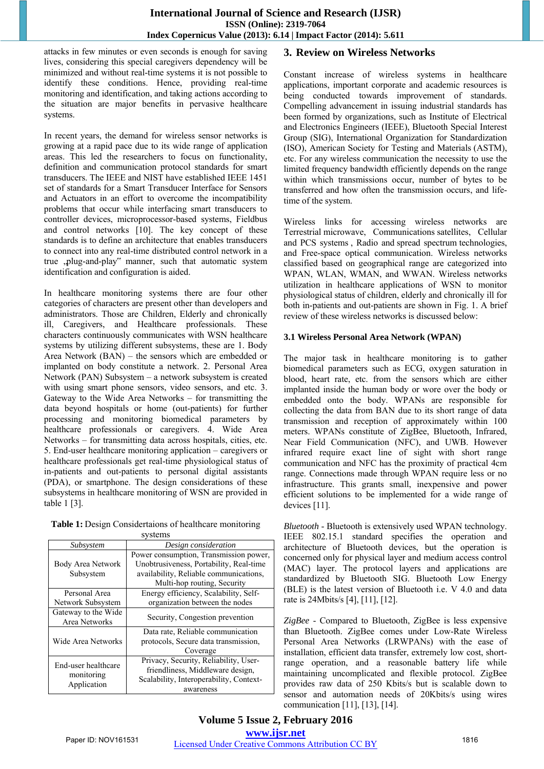attacks in few minutes or even seconds is enough for saving lives, considering this special caregivers dependency will be minimized and without real-time systems it is not possible to identify these conditions. Hence, providing real-time monitoring and identification, and taking actions according to the situation are major benefits in pervasive healthcare systems.

In recent years, the demand for wireless sensor networks is growing at a rapid pace due to its wide range of application areas. This led the researchers to focus on functionality, definition and communication protocol standards for smart transducers. The IEEE and NIST have established IEEE 1451 set of standards for a Smart Transducer Interface for Sensors and Actuators in an effort to overcome the incompatibility problems that occur while interfacing smart transducers to controller devices, microprocessor-based systems, Fieldbus and control networks [10]. The key concept of these standards is to define an architecture that enables transducers to connect into any real-time distributed control network in a true „plug-and-play" manner, such that automatic system identification and configuration is aided.

In healthcare monitoring systems there are four other categories of characters are present other than developers and administrators. Those are Children, Elderly and chronically ill, Caregivers, and Healthcare professionals. These characters continuously communicates with WSN healthcare systems by utilizing different subsystems, these are 1. Body Area Network (BAN) – the sensors which are embedded or implanted on body constitute a network. 2. Personal Area Network (PAN) Subsystem – a network subsystem is created with using smart phone sensors, video sensors, and etc. 3. Gateway to the Wide Area Networks – for transmitting the data beyond hospitals or home (out-patients) for further processing and monitoring biomedical parameters by healthcare professionals or caregivers. 4. Wide Area Networks – for transmitting data across hospitals, cities, etc. 5. End-user healthcare monitoring application – caregivers or healthcare professionals get real-time physiological status of in-patients and out-patients to personal digital assistants (PDA), or smartphone. The design considerations of these subsystems in healthcare monitoring of WSN are provided in table 1 [3].

**Table 1:** Design Considertaions of healthcare monitoring systems

| *Subsystem* | *Design consideration* |
|---|---|
| Body Area Network Subsystem | Power consumption, Transmission power, Unobtrusiveness, Portability, Real-time availability, Reliable communications, Multi-hop routing, Security |
| Personal Area Network Subsystem | Energy efficiency, Scalability, Self-organization between the nodes |
| Gateway to the Wide Area Networks | Security, Congestion prevention |
| Wide Area Networks | Data rate, Reliable communication protocols, Secure data transmission, Coverage |
| End-user healthcare monitoring Application | Privacy, Security, Reliability, User-friendliness, Middleware design, Scalability, Interoperability, Context-awareness |

## 3. Review on Wireless Networks

Constant increase of wireless systems in healthcare applications, important corporate and academic resources is being conducted towards improvement of standards. Compelling advancement in issuing industrial standards has been formed by organizations, such as Institute of Electrical and Electronics Engineers (IEEE), Bluetooth Special Interest Group (SIG), International Organization for Standardization (ISO), American Society for Testing and Materials (ASTM), etc. For any wireless communication the necessity to use the limited frequency bandwidth efficiently depends on the range within which transmissions occur, number of bytes to be transferred and how often the transmission occurs, and life-time of the system.

Wireless links for accessing wireless networks are Terrestrial microwave, Communications satellites, Cellular and PCS systems , Radio and spread spectrum technologies, and Free-space optical communication. Wireless networks classified based on geographical range are categorized into WPAN, WLAN, WMAN, and WWAN. Wireless networks utilization in healthcare applications of WSN to monitor physiological status of children, elderly and chronically ill for both in-patients and out-patients are shown in Fig. 1. A brief review of these wireless networks is discussed below:

### 3.1 Wireless Personal Area Network (WPAN)

The major task in healthcare monitoring is to gather biomedical parameters such as ECG, oxygen saturation in blood, heart rate, etc. from the sensors which are either implanted inside the human body or wore over the body or embedded onto the body. WPANs are responsible for collecting the data from BAN due to its short range of data transmission and reception of approximately within 100 meters. WPANs constitute of ZigBee, Bluetooth, Infrared, Near Field Communication (NFC), and UWB. However infrared require exact line of sight with short range communication and NFC has the proximity of practical 4cm range. Connections made through WPAN require less or no infrastructure. This grants small, inexpensive and power efficient solutions to be implemented for a wide range of devices [11].

*Bluetooth* - Bluetooth is extensively used WPAN technology. IEEE 802.15.1 standard specifies the operation and architecture of Bluetooth devices, but the operation is concerned only for physical layer and medium access control (MAC) layer. The protocol layers and applications are standardized by Bluetooth SIG. Bluetooth Low Energy (BLE) is the latest version of Bluetooth i.e. V 4.0 and data rate is 24Mbits/s [4], [11], [12].

*ZigBee* - Compared to Bluetooth, ZigBee is less expensive than Bluetooth. ZigBee comes under Low-Rate Wireless Personal Area Networks (LRWPANs) with the ease of installation, efficient data transfer, extremely low cost, short-range operation, and a reasonable battery life while maintaining uncomplicated and flexible protocol. ZigBee provides raw data of 250 Kbits/s but is scalable down to sensor and automation needs of 20Kbits/s using wires communication [11], [13], [14].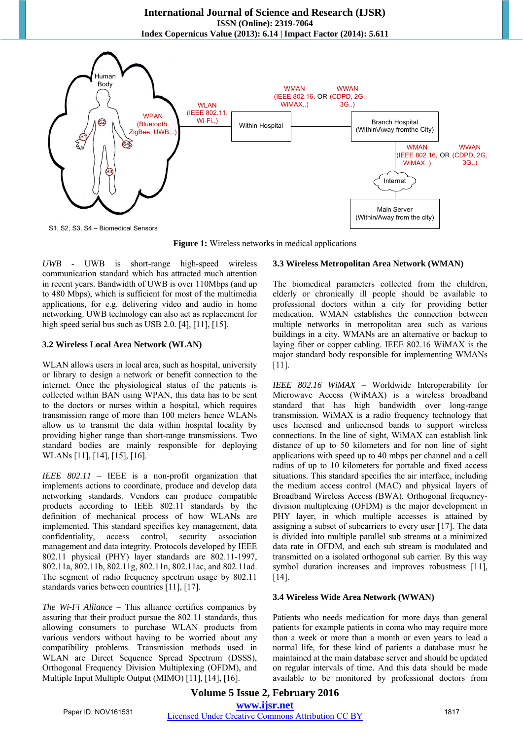**Figure 1:** Wireless networks in medical applications

*UWB* - UWB is short-range high-speed wireless communication standard which has attracted much attention in recent years. Bandwidth of UWB is over 110Mbps (and up to 480 Mbps), which is sufficient for most of the multimedia applications, for e.g. delivering video and audio in home networking. UWB technology can also act as replacement for high speed serial bus such as USB 2.0. [4], [11], [15].

### 3.2 Wireless Local Area Network (WLAN)

WLAN allows users in local area, such as hospital, university or library to design a network or benefit connection to the internet. Once the physiological status of the patients is collected within BAN using WPAN, this data has to be sent to the doctors or nurses within a hospital, which requires transmission range of more than 100 meters hence WLANs allow us to transmit the data within hospital locality by providing higher range than short-range transmissions. Two standard bodies are mainly responsible for deploying WLANs [11], [14], [15], [16].

*IEEE 802.11* – IEEE is a non-profit organization that implements actions to coordinate, produce and develop data networking standards. Vendors can produce compatible products according to IEEE 802.11 standards by the definition of mechanical process of how WLANs are implemented. This standard specifies key management, data confidentiality, access control, security association management and data integrity. Protocols developed by IEEE 802.11 physical (PHY) layer standards are 802.11-1997, 802.11a, 802.11b, 802.11g, 802.11n, 802.11ac, and 802.11ad. The segment of radio frequency spectrum usage by 802.11 standards varies between countries [11], [17].

*The Wi-Fi Alliance* – This alliance certifies companies by assuring that their product pursue the 802.11 standards, thus allowing consumers to purchase WLAN products from various vendors without having to be worried about any compatibility problems. Transmission methods used in WLAN are Direct Sequence Spread Spectrum (DSSS), Orthogonal Frequency Division Multiplexing (OFDM), and Multiple Input Multiple Output (MIMO) [11], [14], [16].

### 3.3 Wireless Metropolitan Area Network (WMAN)

The biomedical parameters collected from the children, elderly or chronically ill people should be available to professional doctors within a city for providing better medication. WMAN establishes the connection between multiple networks in metropolitan area such as various buildings in a city. WMANs are an alternative or backup to laying fiber or copper cabling. IEEE 802.16 WiMAX is the major standard body responsible for implementing WMANs [11].

*IEEE 802.16 WiMAX* – Worldwide Interoperability for Microwave Access (WiMAX) is a wireless broadband standard that has high bandwidth over long-range transmission. WiMAX is a radio frequency technology that uses licensed and unlicensed bands to support wireless connections. In the line of sight, WiMAX can establish link distance of up to 50 kilometers and for non line of sight applications with speed up to 40 mbps per channel and a cell radius of up to 10 kilometers for portable and fixed access situations. This standard specifies the air interface, including the medium access control (MAC) and physical layers of Broadband Wireless Access (BWA). Orthogonal frequency-division multiplexing (OFDM) is the major development in PHY layer, in which multiple accesses is attained by assigning a subset of subcarriers to every user [17]. The data is divided into multiple parallel sub streams at a minimized data rate in OFDM, and each sub stream is modulated and transmitted on a isolated orthogonal sub carrier. By this way symbol duration increases and improves robustness [11], [14].

### 3.4 Wireless Wide Area Network (WWAN)

Patients who needs medication for more days than general patients for example patients in coma who may require more than a week or more than a month or even years to lead a normal life, for these kind of patients a database must be maintained at the main database server and should be updated on regular intervals of time. And this data should be made available to be monitored by professional doctors from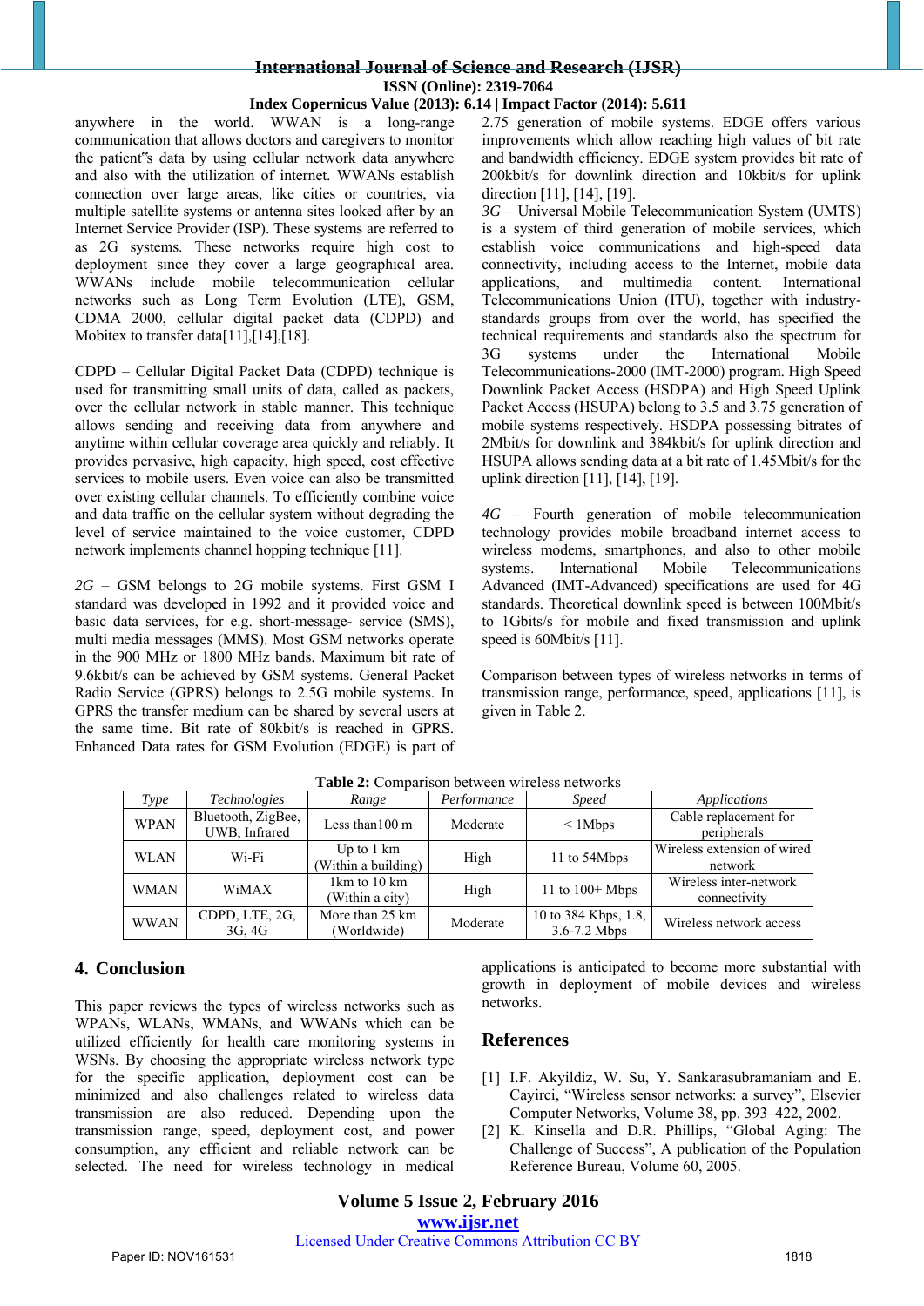anywhere in the world. WWAN is a long-range communication that allows doctors and caregivers to monitor the patient"s data by using cellular network data anywhere and also with the utilization of internet. WWANs establish connection over large areas, like cities or countries, via multiple satellite systems or antenna sites looked after by an Internet Service Provider (ISP). These systems are referred to as 2G systems. These networks require high cost to deployment since they cover a large geographical area. WWANs include mobile telecommunication cellular networks such as Long Term Evolution (LTE), GSM, CDMA 2000, cellular digital packet data (CDPD) and Mobitex to transfer data[11],[14],[18].

CDPD – Cellular Digital Packet Data (CDPD) technique is used for transmitting small units of data, called as packets, over the cellular network in stable manner. This technique allows sending and receiving data from anywhere and anytime within cellular coverage area quickly and reliably. It provides pervasive, high capacity, high speed, cost effective services to mobile users. Even voice can also be transmitted over existing cellular channels. To efficiently combine voice and data traffic on the cellular system without degrading the level of service maintained to the voice customer, CDPD network implements channel hopping technique [11].

*2G* – GSM belongs to 2G mobile systems. First GSM I standard was developed in 1992 and it provided voice and basic data services, for e.g. short-message- service (SMS), multi media messages (MMS). Most GSM networks operate in the 900 MHz or 1800 MHz bands. Maximum bit rate of 9.6kbit/s can be achieved by GSM systems. General Packet Radio Service (GPRS) belongs to 2.5G mobile systems. In GPRS the transfer medium can be shared by several users at the same time. Bit rate of 80kbit/s is reached in GPRS. Enhanced Data rates for GSM Evolution (EDGE) is part of 2.75 generation of mobile systems. EDGE offers various improvements which allow reaching high values of bit rate and bandwidth efficiency. EDGE system provides bit rate of 200kbit/s for downlink direction and 10kbit/s for uplink direction [11], [14], [19].

*3G* – Universal Mobile Telecommunication System (UMTS) is a system of third generation of mobile services, which establish voice communications and high-speed data connectivity, including access to the Internet, mobile data applications, and multimedia content. International Telecommunications Union (ITU), together with industry-standards groups from over the world, has specified the technical requirements and standards also the spectrum for 3G systems under the International Mobile Telecommunications-2000 (IMT-2000) program. High Speed Downlink Packet Access (HSDPA) and High Speed Uplink Packet Access (HSUPA) belong to 3.5 and 3.75 generation of mobile systems respectively. HSDPA possessing bitrates of 2Mbit/s for downlink and 384kbit/s for uplink direction and HSUPA allows sending data at a bit rate of 1.45Mbit/s for the uplink direction [11], [14], [19].

*4G* – Fourth generation of mobile telecommunication technology provides mobile broadband internet access to wireless modems, smartphones, and also to other mobile systems. International Mobile Telecommunications Advanced (IMT-Advanced) specifications are used for 4G standards. Theoretical downlink speed is between 100Mbit/s to 1Gbits/s for mobile and fixed transmission and uplink speed is 60Mbit/s [11].

Comparison between types of wireless networks in terms of transmission range, performance, speed, applications [11], is given in Table 2.

**Table 2:** Comparison between wireless networks

| *Type* | *Technologies* | *Range* | *Performance* | *Speed* | *Applications* |
|---|---|---|---|---|---|
| WPAN | Bluetooth, ZigBee, UWB, Infrared | Less than100 m | Moderate | < 1Mbps | Cable replacement for peripherals |
| WLAN | Wi-Fi | Up to 1 km (Within a building) | High | 11 to 54Mbps | Wireless extension of wired network |
| WMAN | WiMAX | 1km to 10 km (Within a city) | High | 11 to 100+ Mbps | Wireless inter-network connectivity |
| WWAN | CDPD, LTE, 2G, 3G, 4G | More than 25 km (Worldwide) | Moderate | 10 to 384 Kbps, 1.8, 3.6-7.2 Mbps | Wireless network access |

## 4. Conclusion

This paper reviews the types of wireless networks such as WPANs, WLANs, WMANs, and WWANs which can be utilized efficiently for health care monitoring systems in WSNs. By choosing the appropriate wireless network type for the specific application, deployment cost can be minimized and also challenges related to wireless data transmission are also reduced. Depending upon the transmission range, speed, deployment cost, and power consumption, any efficient and reliable network can be selected. The need for wireless technology in medical applications is anticipated to become more substantial with growth in deployment of mobile devices and wireless networks.

## References

[1] I.F. Akyildiz, W. Su, Y. Sankarasubramaniam and E. Cayirci, "Wireless sensor networks: a survey", Elsevier Computer Networks, Volume 38, pp. 393–422, 2002.

[2] K. Kinsella and D.R. Phillips, "Global Aging: The Challenge of Success", A publication of the Population Reference Bureau, Volume 60, 2005.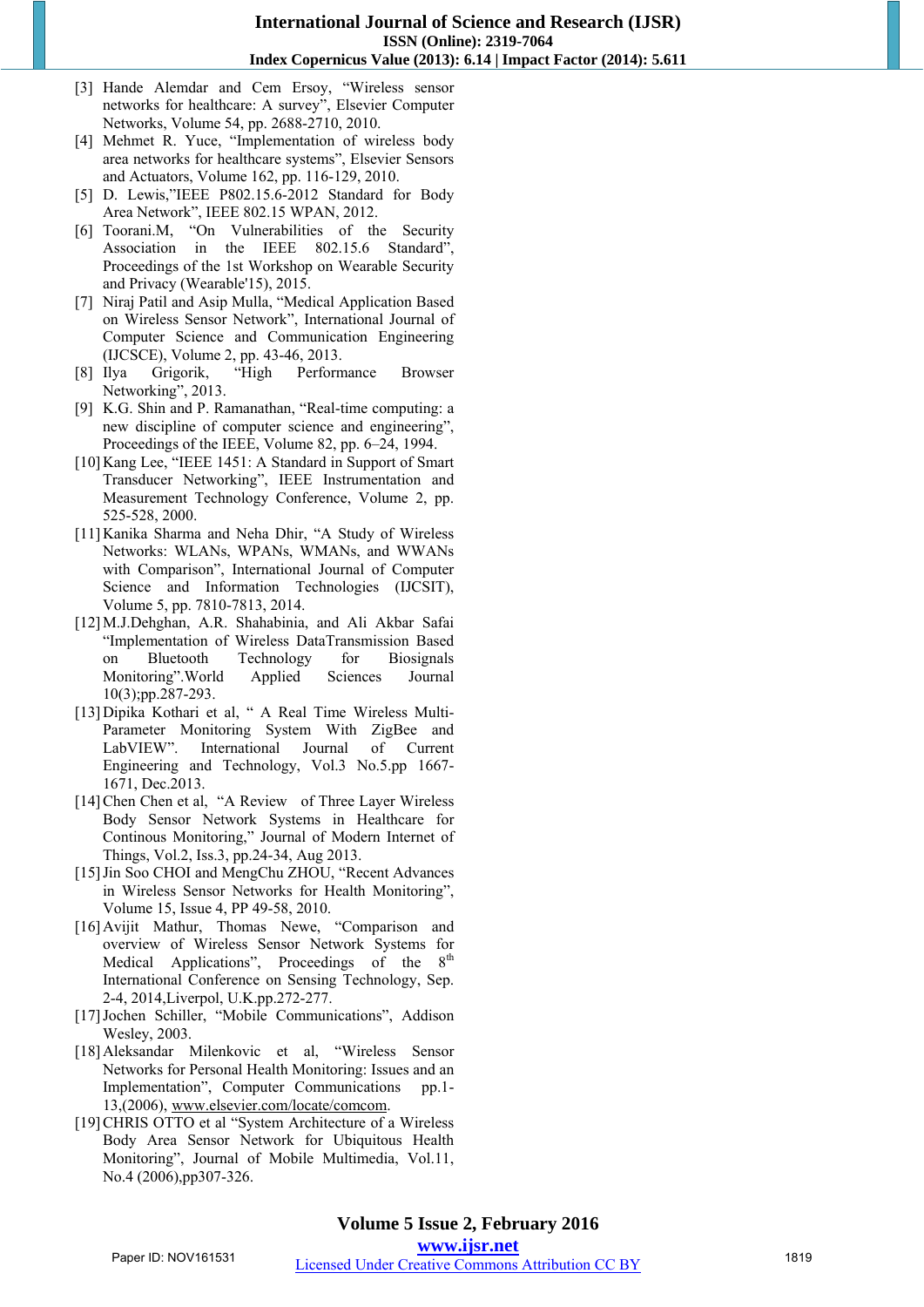[3] Hande Alemdar and Cem Ersoy, "Wireless sensor networks for healthcare: A survey", Elsevier Computer Networks, Volume 54, pp. 2688-2710, 2010.

[4] Mehmet R. Yuce, "Implementation of wireless body area networks for healthcare systems", Elsevier Sensors and Actuators, Volume 162, pp. 116-129, 2010.

[5] D. Lewis,"IEEE P802.15.6-2012 Standard for Body Area Network", IEEE 802.15 WPAN, 2012.

[6] Toorani.M, "On Vulnerabilities of the Security Association in the IEEE 802.15.6 Standard", Proceedings of the 1st Workshop on Wearable Security and Privacy (Wearable'15), 2015.

[7] Niraj Patil and Asip Mulla, "Medical Application Based on Wireless Sensor Network", International Journal of Computer Science and Communication Engineering (IJCSCE), Volume 2, pp. 43-46, 2013.

[8] Ilya Grigorik, "High Performance Browser Networking", 2013.

[9] K.G. Shin and P. Ramanathan, "Real-time computing: a new discipline of computer science and engineering", Proceedings of the IEEE, Volume 82, pp. 6–24, 1994.

[10] Kang Lee, "IEEE 1451: A Standard in Support of Smart Transducer Networking", IEEE Instrumentation and Measurement Technology Conference, Volume 2, pp. 525-528, 2000.

[11] Kanika Sharma and Neha Dhir, "A Study of Wireless Networks: WLANs, WPANs, WMANs, and WWANs with Comparison", International Journal of Computer Science and Information Technologies (IJCSIT), Volume 5, pp. 7810-7813, 2014.

[12] M.J.Dehghan, A.R. Shahabinia, and Ali Akbar Safai "Implementation of Wireless DataTransmission Based on Bluetooth Technology for Biosignals Monitoring".World Applied Sciences Journal 10(3);pp.287-293.

[13] Dipika Kothari et al, " A Real Time Wireless Multi-Parameter Monitoring System With ZigBee and LabVIEW". International Journal of Current Engineering and Technology, Vol.3 No.5.pp 1667-1671, Dec.2013.

[14] Chen Chen et al, "A Review of Three Layer Wireless Body Sensor Network Systems in Healthcare for Continous Monitoring," Journal of Modern Internet of Things, Vol.2, Iss.3, pp.24-34, Aug 2013.

[15] Jin Soo CHOI and MengChu ZHOU, "Recent Advances in Wireless Sensor Networks for Health Monitoring", Volume 15, Issue 4, PP 49-58, 2010.

[16] Avijit Mathur, Thomas Newe, "Comparison and overview of Wireless Sensor Network Systems for Medical Applications", Proceedings of the 8th International Conference on Sensing Technology, Sep. 2-4, 2014,Liverpol, U.K.pp.272-277.

[17] Jochen Schiller, "Mobile Communications", Addison Wesley, 2003.

[18] Aleksandar Milenkovic et al, "Wireless Sensor Networks for Personal Health Monitoring: Issues and an Implementation", Computer Communications pp.1-13,(2006), www.elsevier.com/locate/comcom.

[19] CHRIS OTTO et al "System Architecture of a Wireless Body Area Sensor Network for Ubiquitous Health Monitoring", Journal of Mobile Multimedia, Vol.11, No.4 (2006),pp307-326.